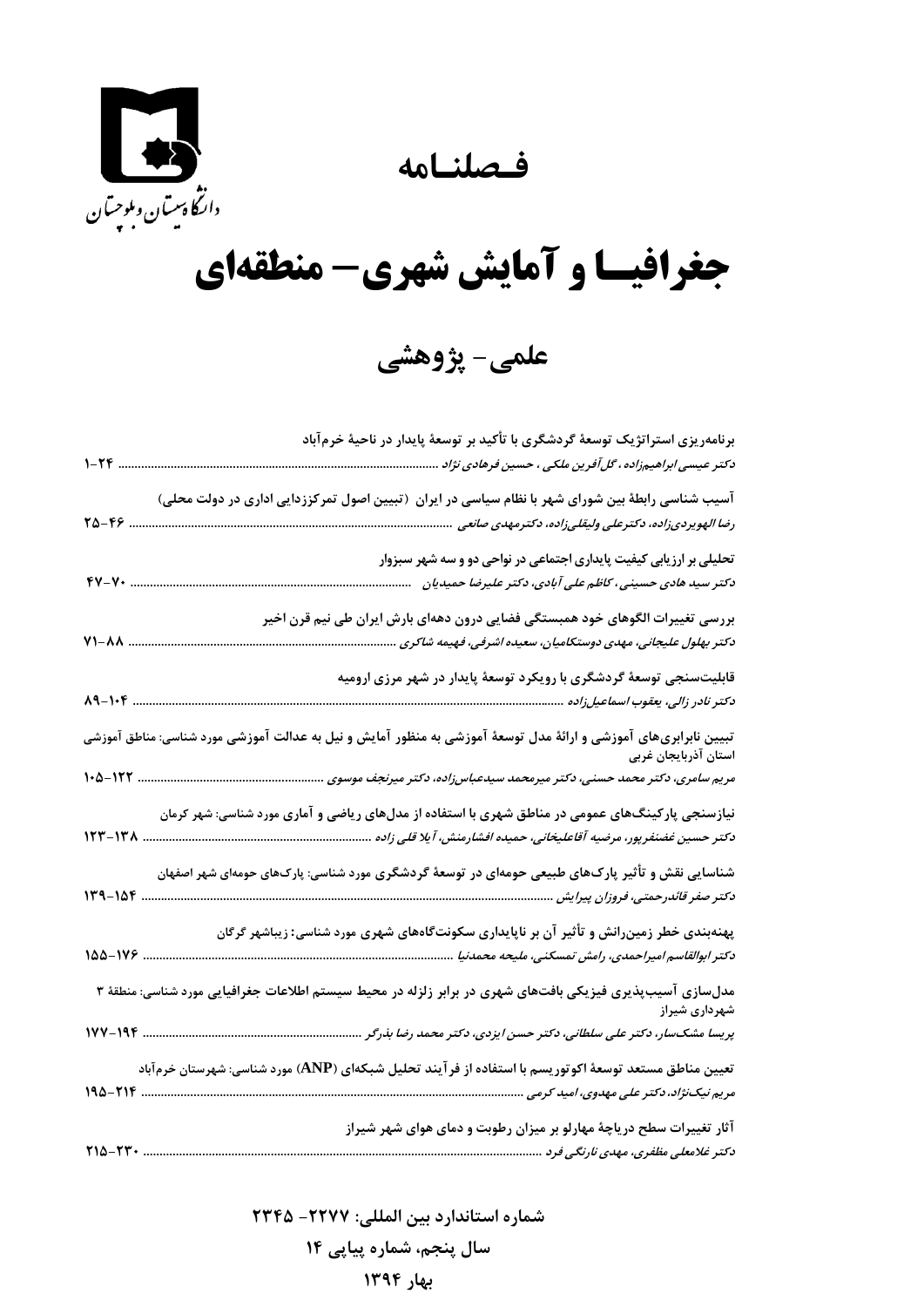دانشگاه سیستان و بلوچستان

# فصلنامه

# جغرافیا و آمایش شهری- منطقه‌ای

## علمی- پژوهشی

**برنامه‌ریزی استراتژیک توسعۀ گردشگری با تأکید بر توسعۀ پایدار در ناحیۀ خرم‌آباد**
*دکتر عیسی ابراهیم‌زاده، گل‌آفرین ملکی، حسین فرهادی نژاد* ............ ۱-۲۴

**آسیب شناسی رابطۀ بین شورای شهر با نظام سیاسی در ایران (تبیین اصول تمرکززدایی اداری در دولت محلی)**
*رضا الهویردی‌زاده، دکترعلی ولیقلی‌زاده، دکترمهدی صانعی* ............ ۲۵-۴۶

**تحلیلی بر ارزیابی کیفیت پایداری اجتماعی در نواحی دو و سه شهر سبزوار**
*دکتر سید هادی حسینی، کاظم علی آبادی، دکتر علیرضا حمیدیان* ............ ۴۷-۷۰

**بررسی تغییرات الگوهای خود همبستگی فضایی درون دهه‌ای بارش ایران طی نیم قرن اخیر**
*دکتر بهلول علیجانی، مهدی دوستکامیان، سعیده اشرفی، فهیمه شاکری* ............ ۷۱-۸۸

**قابلیت‌سنجی توسعۀ گردشگری با رویکرد توسعۀ پایدار در شهر مرزی ارومیه**
*دکتر نادر زالی، یعقوب اسماعیل‌زاده* ............ ۸۹-۱۰۴

**تبیین نابرابری‌های آموزشی و ارائۀ مدل توسعۀ آموزشی به منظور آمایش و نیل به عدالت آموزشی مورد شناسی: مناطق آموزشی استان آذربایجان غربی**
*مریم سامری، دکتر محمد حسنی، دکتر میرمحمد سیدعباس‌زاده، دکتر میرنجف موسوی* ............ ۱۰۵-۱۲۲

**نیازسنجی پارکینگ‌های عمومی در مناطق شهری با استفاده از مدل‌های ریاضی و آماری مورد شناسی: شهر کرمان**
*دکتر حسین غضنفرپور، مرضیه آقاعلیخانی، حمیده افشارمنش، آیلا قلی زاده* ............ ۱۲۳-۱۳۸

**شناسایی نقش و تأثیر پارک‌های طبیعی حومه‌ای در توسعۀ گردشگری مورد شناسی: پارک‌های حومه‌ای شهر اصفهان**
*دکتر صفر قائدرحمتی، فروزان پیرایش* ............ ۱۳۹-۱۵۴

**پهنه‌بندی خطر زمین‌رانش و تأثیر آن بر ناپایداری سکونتگاه‌های شهری مورد شناسی: زیباشهر گرگان**
*دکتر ابوالقاسم امیراحمدی، رامش تمسکنی، ملیحه محمدنیا* ............ ۱۵۵-۱۷۶

**مدل‌سازی آسیب‌پذیری فیزیکی بافت‌های شهری در برابر زلزله در محیط سیستم اطلاعات جغرافیایی مورد شناسی: منطقۀ ۳ شهرداری شیراز**
*پریسا مشک‌سار، دکتر علی سلطانی، دکتر حسن ایزدی، دکتر محمد رضا بذرگر* ............ ۱۷۷-۱۹۴

**تعیین مناطق مستعد توسعۀ اکوتوریسم با استفاده از فرآیند تحلیل شبکه‌ای (ANP) مورد شناسی: شهرستان خرم‌آباد**
*مریم نیک‌نژاد، دکتر علی مهدوی، امید کرمی* ............ ۱۹۵-۲۱۴

**آثار تغییرات سطح دریاچۀ مهارلو بر میزان رطوبت و دمای هوای شهر شیراز**
*دکتر غلامعلی مظفری، مهدی نارنگی فرد* ............ ۲۱۵-۲۳۰

**شماره استاندارد بین المللی: ۲۲۷۷- ۲۳۴۵**

**سال پنجم، شماره پیاپی ۱۴**

**بهار ۱۳۹۴**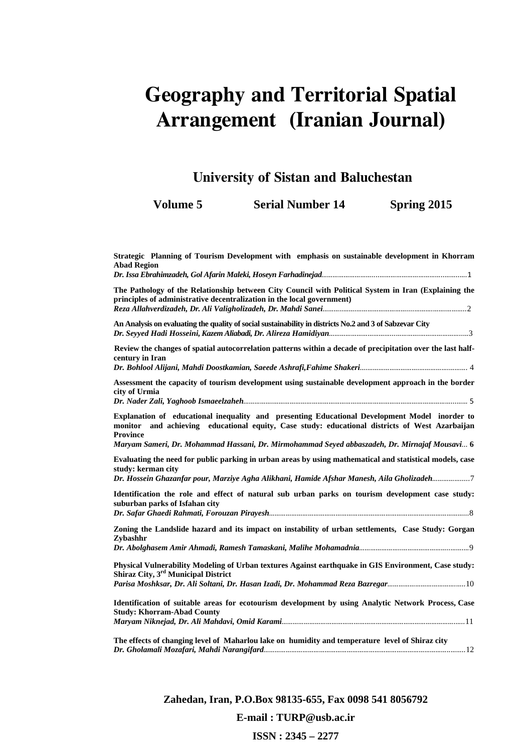# Geography and Territorial Spatial Arrangement (Iranian Journal)

## University of Sistan and Baluchestan

**Volume 5** **Serial Number 14** **Spring 2015**

**Strategic Planning of Tourism Development with emphasis on sustainable development in Khorram Abad Region**
***Dr. Issa Ebrahimzadeh, Gol Afarin Maleki, Hoseyn Farhadinejad***.............................................................................1

**The Pathology of the Relationship between City Council with Political System in Iran (Explaining the principles of administrative decentralization in the local government)**
***Reza Allahverdizadeh, Dr. Ali Valigholizadeh, Dr. Mahdi Sanei***............................................................................2

**An Analysis on evaluating the quality of social sustainability in districts No.2 and 3 of Sabzevar City**
***Dr. Seyyed Hadi Hosseini, Kazem Aliabadi, Dr. Alireza Hamidiyan***..........................................................................3

**Review the changes of spatial autocorrelation patterns within a decade of precipitation over the last half-century in Iran**
***Dr. Bohlool Alijani, Mahdi Doostkamian, Saeede Ashrafi,Fahime Shakeri***.......................................................... 4

**Assessment the capacity of tourism development using sustainable development approach in the border city of Urmia**
***Dr. Nader Zali, Yaghoob Ismaeelzaheh***........................................................................................................... 5

**Explanation of educational inequality and presenting Educational Development Model inorder to monitor and achieving educational equity, Case study: educational districts of West Azarbaijan Province**
***Maryam Sameri, Dr. Mohammad Hassani, Dr. Mirmohammad Seyed abbaszadeh, Dr. Mirnajaf Mousavi***... **6**

**Evaluating the need for public parking in urban areas by using mathematical and statistical models, case study: kerman city**
***Dr. Hossein Ghazanfar pour, Marziye Agha Alikhani, Hamide Afshar Manesh, Aila Gholizadeh***...................7

**Identification the role and effect of natural sub urban parks on tourism development case study: suburban parks of Isfahan city**
***Dr. Safar Ghaedi Rahmati, Forouzan Pirayesh***.............................................................................................................8

**Zoning the Landslide hazard and its impact on instability of urban settlements, Case Study: Gorgan Zybashhr**
***Dr. Abolghasem Amir Ahmadi, Ramesh Tamaskani, Malihe Mohamadnia***...........................................................9

**Physical Vulnerability Modeling of Urban textures Against earthquake in GIS Environment, Case study: Shiraz City, 3rd Municipal District**
***Parisa Moshksar, Dr. Ali Soltani, Dr. Hasan Izadi, Dr. Mohammad Reza Bazregar***..........................................10

**Identification of suitable areas for ecotourism development by using Analytic Network Process, Case Study: Khorram-Abad County**
***Maryam Niknejad, Dr. Ali Mahdavi, Omid Karami***..................................................................................................11

**The effects of changing level of Maharlou lake on humidity and temperature level of Shiraz city**
***Dr. Gholamali Mozafari, Mahdi Narangifard***.............................................................................................................12

**Zahedan, Iran, P.O.Box 98135-655, Fax 0098 541 8056792**

**E-mail : TURP@usb.ac.ir**

**ISSN : 2345 – 2277**